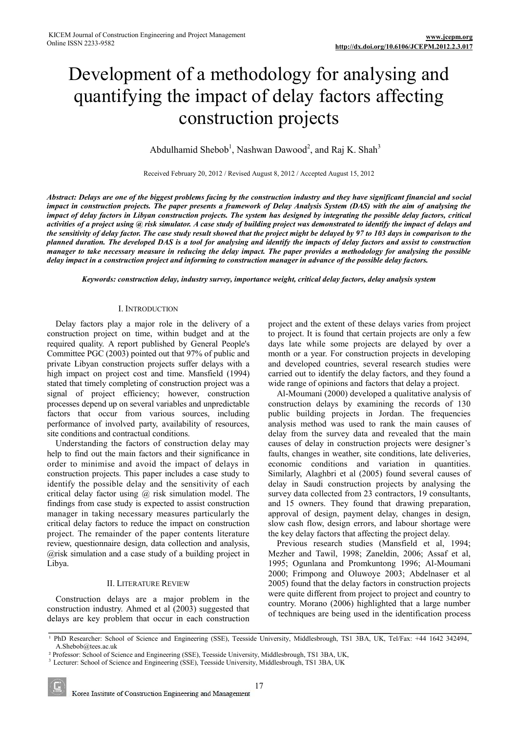# Development of a methodology for analysing and quantifying the impact of delay factors affecting construction projects

Abdulhamid Shebob[1], Nashwan Dawood[2], and Raj K. Shah[3]

Received February 20, 2012 / Revised August 8, 2012 / Accepted August 15, 2012

***Abstract:** Delays are one of the biggest problems facing by the construction industry and they have significant financial and social impact in construction projects. The paper presents a framework of Delay Analysis System (DAS) with the aim of analysing the impact of delay factors in Libyan construction projects. The system has designed by integrating the possible delay factors, critical activities of a project using @ risk simulator. A case study of building project was demonstrated to identify the impact of delays and the sensitivity of delay factor. The case study result showed that the project might be delayed by 97 to 103 days in comparison to the planned duration. The developed DAS is a tool for analysing and identify the impacts of delay factors and assist to construction manager to take necessary measure in reducing the delay impact. The paper provides a methodology for analysing the possible delay impact in a construction project and informing to construction manager in advance of the possible delay factors.*

***Keywords:** construction delay, industry survey, importance weight, critical delay factors, delay analysis system*

## I. Introduction

Delay factors play a major role in the delivery of a construction project on time, within budget and at the required quality. A report published by General People's Committee PGC (2003) pointed out that 97% of public and private Libyan construction projects suffer delays with a high impact on project cost and time. Mansfield (1994) stated that timely completing of construction project was a signal of project efficiency; however, construction processes depend up on several variables and unpredictable factors that occur from various sources, including performance of involved party, availability of resources, site conditions and contractual conditions.

Understanding the factors of construction delay may help to find out the main factors and their significance in order to minimise and avoid the impact of delays in construction projects. This paper includes a case study to identify the possible delay and the sensitivity of each critical delay factor using @ risk simulation model. The findings from case study is expected to assist construction manager in taking necessary measures particularly the critical delay factors to reduce the impact on construction project. The remainder of the paper contents literature review, questionnaire design, data collection and analysis, @risk simulation and a case study of a building project in Libya.

## II. Literature Review

Construction delays are a major problem in the construction industry. Ahmed et al (2003) suggested that delays are key problem that occur in each construction project and the extent of these delays varies from project to project. It is found that certain projects are only a few days late while some projects are delayed by over a month or a year. For construction projects in developing and developed countries, several research studies were carried out to identify the delay factors, and they found a wide range of opinions and factors that delay a project.

Al-Moumani (2000) developed a qualitative analysis of construction delays by examining the records of 130 public building projects in Jordan. The frequencies analysis method was used to rank the main causes of delay from the survey data and revealed that the main causes of delay in construction projects were designer's faults, changes in weather, site conditions, late deliveries, economic conditions and variation in quantities. Similarly, Alaghbri et al (2005) found several causes of delay in Saudi construction projects by analysing the survey data collected from 23 contractors, 19 consultants, and 15 owners. They found that drawing preparation, approval of design, payment delay, changes in design, slow cash flow, design errors, and labour shortage were the key delay factors that affecting the project delay.

Previous research studies (Mansfield et al, 1994; Mezher and Tawil, 1998; Zaneldin, 2006; Assaf et al, 1995; Ogunlana and Promkuntong 1996; Al-Moumani 2000; Frimpong and Oluwoye 2003; Abdelnaser et al 2005) found that the delay factors in construction projects were quite different from project to project and country to country. Morano (2006) highlighted that a large number of techniques are being used in the identification process

---

[1] PhD Researcher: School of Science and Engineering (SSE), Teesside University, Middlesbrough, TS1 3BA, UK, Tel/Fax: +44 1642 342494, A.Shebob@tees.ac.uk

[2] Professor: School of Science and Engineering (SSE), Teesside University, Middlesbrough, TS1 3BA, UK,

[3] Lecturer: School of Science and Engineering (SSE), Teesside University, Middlesbrough, TS1 3BA, UK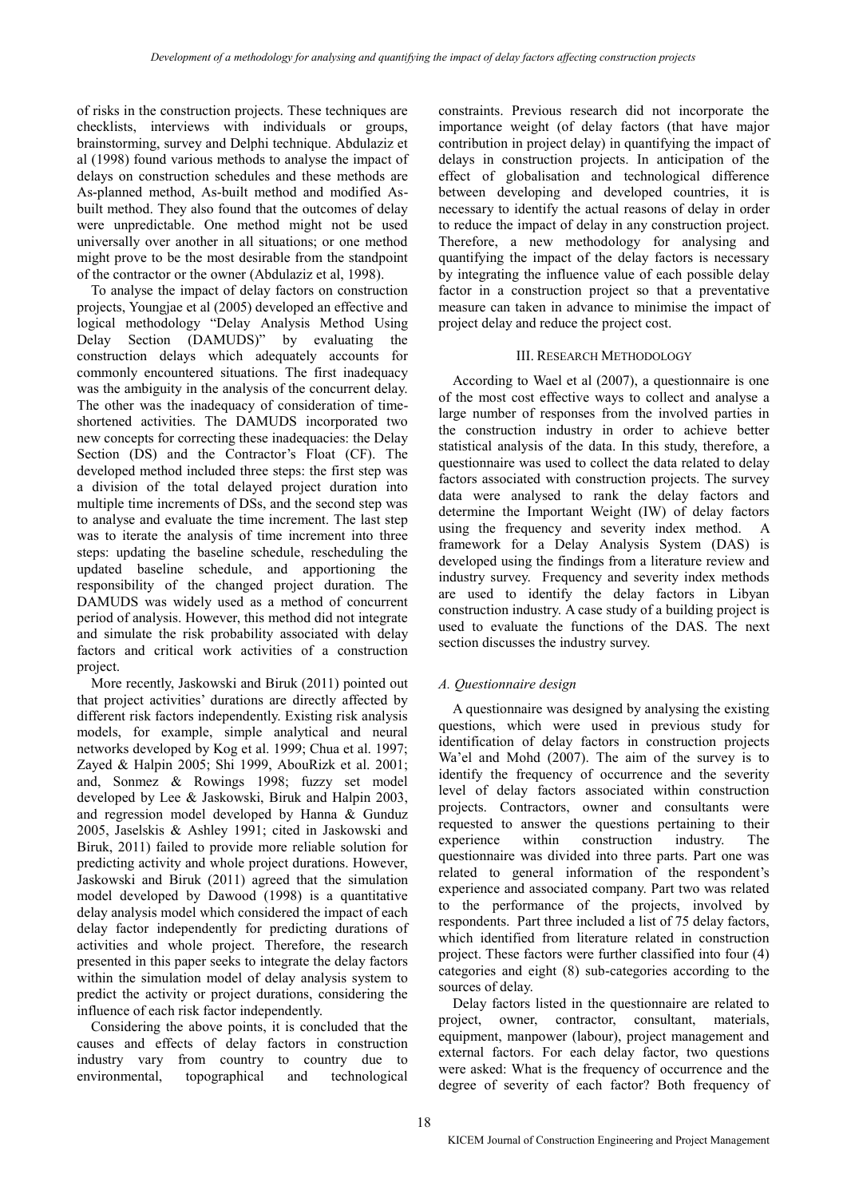of risks in the construction projects. These techniques are checklists, interviews with individuals or groups, brainstorming, survey and Delphi technique. Abdulaziz et al (1998) found various methods to analyse the impact of delays on construction schedules and these methods are As-planned method, As-built method and modified As-built method. They also found that the outcomes of delay were unpredictable. One method might not be used universally over another in all situations; or one method might prove to be the most desirable from the standpoint of the contractor or the owner (Abdulaziz et al, 1998).

To analyse the impact of delay factors on construction projects, Youngjae et al (2005) developed an effective and logical methodology "Delay Analysis Method Using Delay Section (DAMUDS)" by evaluating the construction delays which adequately accounts for commonly encountered situations. The first inadequacy was the ambiguity in the analysis of the concurrent delay. The other was the inadequacy of consideration of time-shortened activities. The DAMUDS incorporated two new concepts for correcting these inadequacies: the Delay Section (DS) and the Contractor's Float (CF). The developed method included three steps: the first step was a division of the total delayed project duration into multiple time increments of DSs, and the second step was to analyse and evaluate the time increment. The last step was to iterate the analysis of time increment into three steps: updating the baseline schedule, rescheduling the updated baseline schedule, and apportioning the responsibility of the changed project duration. The DAMUDS was widely used as a method of concurrent period of analysis. However, this method did not integrate and simulate the risk probability associated with delay factors and critical work activities of a construction project.

More recently, Jaskowski and Biruk (2011) pointed out that project activities' durations are directly affected by different risk factors independently. Existing risk analysis models, for example, simple analytical and neural networks developed by Kog et al. 1999; Chua et al. 1997; Zayed & Halpin 2005; Shi 1999, AbouRizk et al. 2001; and, Sonmez & Rowings 1998; fuzzy set model developed by Lee & Jaskowski, Biruk and Halpin 2003, and regression model developed by Hanna & Gunduz 2005, Jaselskis & Ashley 1991; cited in Jaskowski and Biruk, 2011) failed to provide more reliable solution for predicting activity and whole project durations. However, Jaskowski and Biruk (2011) agreed that the simulation model developed by Dawood (1998) is a quantitative delay analysis model which considered the impact of each delay factor independently for predicting durations of activities and whole project. Therefore, the research presented in this paper seeks to integrate the delay factors within the simulation model of delay analysis system to predict the activity or project durations, considering the influence of each risk factor independently.

Considering the above points, it is concluded that the causes and effects of delay factors in construction industry vary from country to country due to environmental, topographical and technological constraints. Previous research did not incorporate the importance weight (of delay factors (that have major contribution in project delay) in quantifying the impact of delays in construction projects. In anticipation of the effect of globalisation and technological difference between developing and developed countries, it is necessary to identify the actual reasons of delay in order to reduce the impact of delay in any construction project. Therefore, a new methodology for analysing and quantifying the impact of the delay factors is necessary by integrating the influence value of each possible delay factor in a construction project so that a preventative measure can taken in advance to minimise the impact of project delay and reduce the project cost.

## III. Research Methodology

According to Wael et al (2007), a questionnaire is one of the most cost effective ways to collect and analyse a large number of responses from the involved parties in the construction industry in order to achieve better statistical analysis of the data. In this study, therefore, a questionnaire was used to collect the data related to delay factors associated with construction projects. The survey data were analysed to rank the delay factors and determine the Important Weight (IW) of delay factors using the frequency and severity index method. A framework for a Delay Analysis System (DAS) is developed using the findings from a literature review and industry survey. Frequency and severity index methods are used to identify the delay factors in Libyan construction industry. A case study of a building project is used to evaluate the functions of the DAS. The next section discusses the industry survey.

### *A. Questionnaire design*

A questionnaire was designed by analysing the existing questions, which were used in previous study for identification of delay factors in construction projects Wa'el and Mohd (2007). The aim of the survey is to identify the frequency of occurrence and the severity level of delay factors associated within construction projects. Contractors, owner and consultants were requested to answer the questions pertaining to their experience within construction industry. The questionnaire was divided into three parts. Part one was related to general information of the respondent's experience and associated company. Part two was related to the performance of the projects, involved by respondents. Part three included a list of 75 delay factors, which identified from literature related in construction project. These factors were further classified into four (4) categories and eight (8) sub-categories according to the sources of delay.

Delay factors listed in the questionnaire are related to project, owner, contractor, consultant, materials, equipment, manpower (labour), project management and external factors. For each delay factor, two questions were asked: What is the frequency of occurrence and the degree of severity of each factor? Both frequency of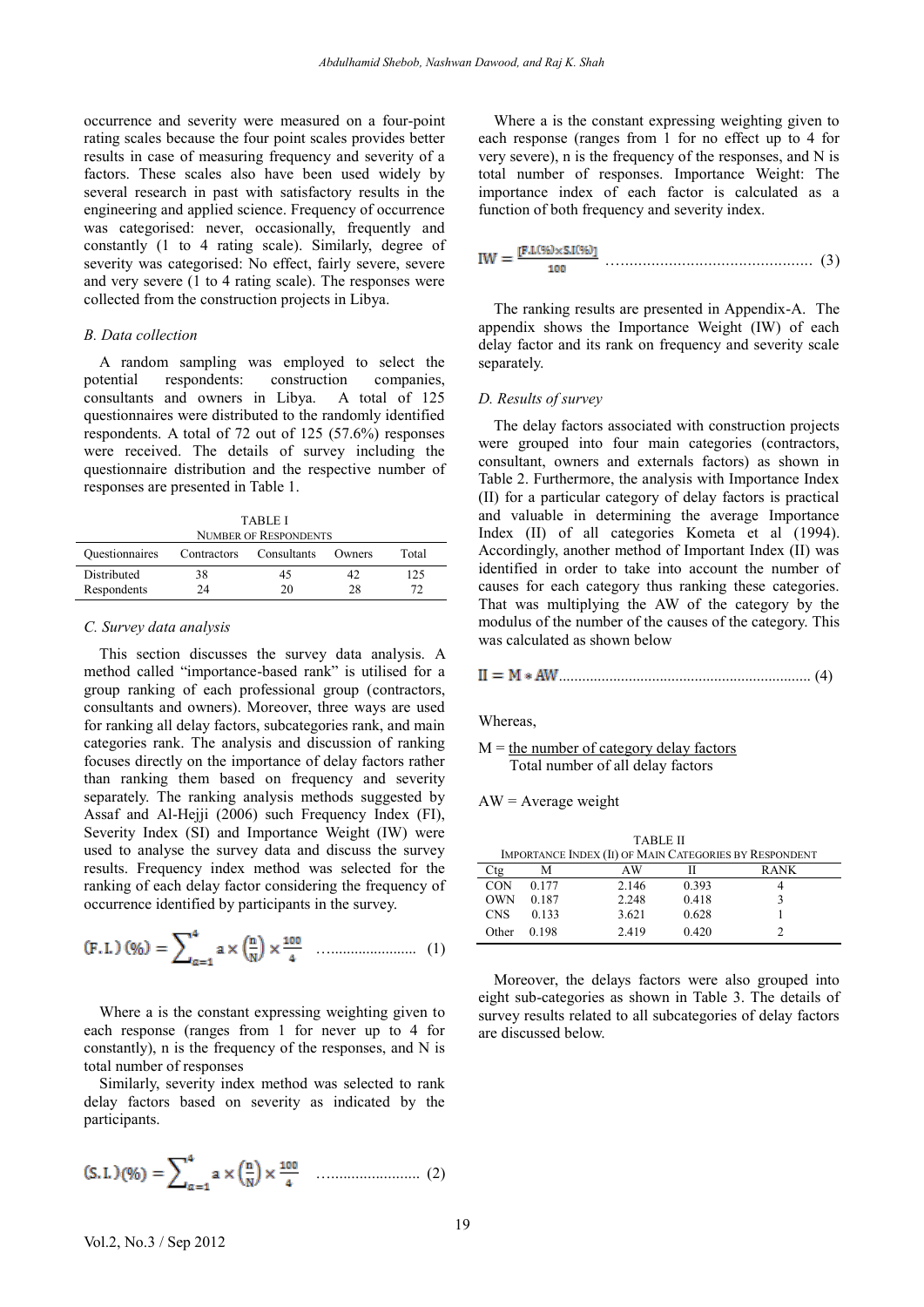occurrence and severity were measured on a four-point rating scales because the four point scales provides better results in case of measuring frequency and severity of a factors. These scales also have been used widely by several research in past with satisfactory results in the engineering and applied science. Frequency of occurrence was categorised: never, occasionally, frequently and constantly (1 to 4 rating scale). Similarly, degree of severity was categorised: No effect, fairly severe, severe and very severe (1 to 4 rating scale). The responses were collected from the construction projects in Libya.

### *B. Data collection*

A random sampling was employed to select the potential respondents: construction companies, consultants and owners in Libya. A total of 125 questionnaires were distributed to the randomly identified respondents. A total of 72 out of 125 (57.6%) responses were received. The details of survey including the questionnaire distribution and the respective number of responses are presented in Table 1.

TABLE I
NUMBER OF RESPONDENTS

| Questionnaires | Contractors | Consultants | Owners | Total |
|---|---|---|---|---|
| Distributed | 38 | 45 | 42 | 125 |
| Respondents | 24 | 20 | 28 | 72 |

### *C. Survey data analysis*

This section discusses the survey data analysis. A method called "importance-based rank" is utilised for a group ranking of each professional group (contractors, consultants and owners). Moreover, three ways are used for ranking all delay factors, subcategories rank, and main categories rank. The analysis and discussion of ranking focuses directly on the importance of delay factors rather than ranking them based on frequency and severity separately. The ranking analysis methods suggested by Assaf and Al-Hejji (2006) such Frequency Index (FI), Severity Index (SI) and Importance Weight (IW) were used to analyse the survey data and discuss the survey results. Frequency index method was selected for the ranking of each delay factor considering the frequency of occurrence identified by participants in the survey.

$$(\mathrm{F.I.})\,(\%) = \sum_{a=1}^{4} a \times \left(\frac{n}{N}\right) \times \frac{100}{4} \quad \text{.......................} \quad (1)$$

Where a is the constant expressing weighting given to each response (ranges from 1 for never up to 4 for constantly), n is the frequency of the responses, and N is total number of responses

Similarly, severity index method was selected to rank delay factors based on severity as indicated by the participants.

$$(\mathrm{S.I.})\,(\%) = \sum_{a=1}^{4} a \times \left(\frac{n}{N}\right) \times \frac{100}{4} \quad \text{.......................} \quad (2)$$

Where a is the constant expressing weighting given to each response (ranges from 1 for no effect up to 4 for very severe), n is the frequency of the responses, and N is total number of responses. Importance Weight: The importance index of each factor is calculated as a function of both frequency and severity index.

$$\mathrm{IW} = \frac{[\mathrm{F.I.}(\%) \times \mathrm{S.I.}(\%)]}{100} \quad \text{..............................................} \quad (3)$$

The ranking results are presented in Appendix-A. The appendix shows the Importance Weight (IW) of each delay factor and its rank on frequency and severity scale separately.

### *D. Results of survey*

The delay factors associated with construction projects were grouped into four main categories (contractors, consultant, owners and externals factors) as shown in Table 2. Furthermore, the analysis with Importance Index (II) for a particular category of delay factors is practical and valuable in determining the average Importance Index (II) of all categories Kometa et al (1994). Accordingly, another method of Important Index (II) was identified in order to take into account the number of causes for each category thus ranking these categories. That was multiplying the AW of the category by the modulus of the number of the causes of the category. This was calculated as shown below

$$\mathrm{II} = \mathrm{M} * \mathrm{AW} \quad \text{................................................................} \quad (4)$$

Whereas,

$$\mathrm{M} = \frac{\text{the number of category delay factors}}{\text{Total number of all delay factors}}$$

AW = Average weight

TABLE II
IMPORTANCE INDEX (II) OF MAIN CATEGORIES BY RESPONDENT

| Ctg | M | AW | II | RANK |
|---|---|---|---|---|
| CON | 0.177 | 2.146 | 0.393 | 4 |
| OWN | 0.187 | 2.248 | 0.418 | 3 |
| CNS | 0.133 | 3.621 | 0.628 | 1 |
| Other | 0.198 | 2.419 | 0.420 | 2 |

Moreover, the delays factors were also grouped into eight sub-categories as shown in Table 3. The details of survey results related to all subcategories of delay factors are discussed below.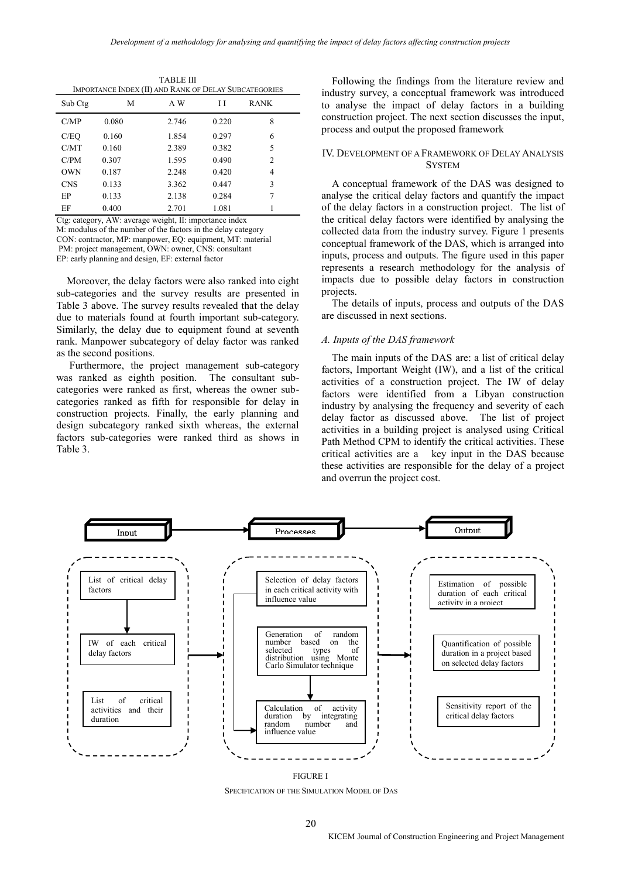TABLE III

IMPORTANCE INDEX (II) AND RANK OF DELAY SUBCATEGORIES

| Sub Ctg | M | A W | I I | RANK |
|---|---|---|---|---|
| C/MP | 0.080 | 2.746 | 0.220 | 8 |
| C/EQ | 0.160 | 1.854 | 0.297 | 6 |
| C/MT | 0.160 | 2.389 | 0.382 | 5 |
| C/PM | 0.307 | 1.595 | 0.490 | 2 |
| OWN | 0.187 | 2.248 | 0.420 | 4 |
| CNS | 0.133 | 3.362 | 0.447 | 3 |
| EP | 0.133 | 2.138 | 0.284 | 7 |
| EF | 0.400 | 2.701 | 1.081 | 1 |

Ctg: category, AW: average weight, II: importance index
M: modulus of the number of the factors in the delay category
CON: contractor, MP: manpower, EQ: equipment, MT: material
PM: project management, OWN: owner, CNS: consultant
EP: early planning and design, EF: external factor

Moreover, the delay factors were also ranked into eight sub-categories and the survey results are presented in Table 3 above. The survey results revealed that the delay due to materials found at fourth important sub-category. Similarly, the delay due to equipment found at seventh rank. Manpower subcategory of delay factor was ranked as the second positions.

Furthermore, the project management sub-category was ranked as eighth position. The consultant sub-categories were ranked as first, whereas the owner sub-categories ranked as fifth for responsible for delay in construction projects. Finally, the early planning and design subcategory ranked sixth whereas, the external factors sub-categories were ranked third as shows in Table 3.

Following the findings from the literature review and industry survey, a conceptual framework was introduced to analyse the impact of delay factors in a building construction project. The next section discusses the input, process and output the proposed framework

## IV. DEVELOPMENT OF A FRAMEWORK OF DELAY ANALYSIS SYSTEM

A conceptual framework of the DAS was designed to analyse the critical delay factors and quantify the impact of the delay factors in a construction project. The list of the critical delay factors were identified by analysing the collected data from the industry survey. Figure 1 presents conceptual framework of the DAS, which is arranged into inputs, process and outputs. The figure used in this paper represents a research methodology for the analysis of impacts due to possible delay factors in construction projects.

The details of inputs, process and outputs of the DAS are discussed in next sections.

### *A. Inputs of the DAS framework*

The main inputs of the DAS are: a list of critical delay factors, Important Weight (IW), and a list of the critical activities of a construction project. The IW of delay factors were identified from a Libyan construction industry by analysing the frequency and severity of each delay factor as discussed above. The list of project activities in a building project is analysed using Critical Path Method CPM to identify the critical activities. These critical activities are a key input in the DAS because these activities are responsible for the delay of a project and overrun the project cost.

Input

- List of critical delay factors
- IW of each critical delay factors
- List of critical activities and their duration

Processes

- Selection of delay factors in each critical activity with influence value
- Generation of random number based on the selected types of distribution using Monte Carlo Simulator technique
- Calculation of activity duration by integrating random number and influence value

Output

- Estimation of possible duration of each critical activity in a project
- Quantification of possible duration in a project based on selected delay factors
- Sensitivity report of the critical delay factors

FIGURE I

SPECIFICATION OF THE SIMULATION MODEL OF DAS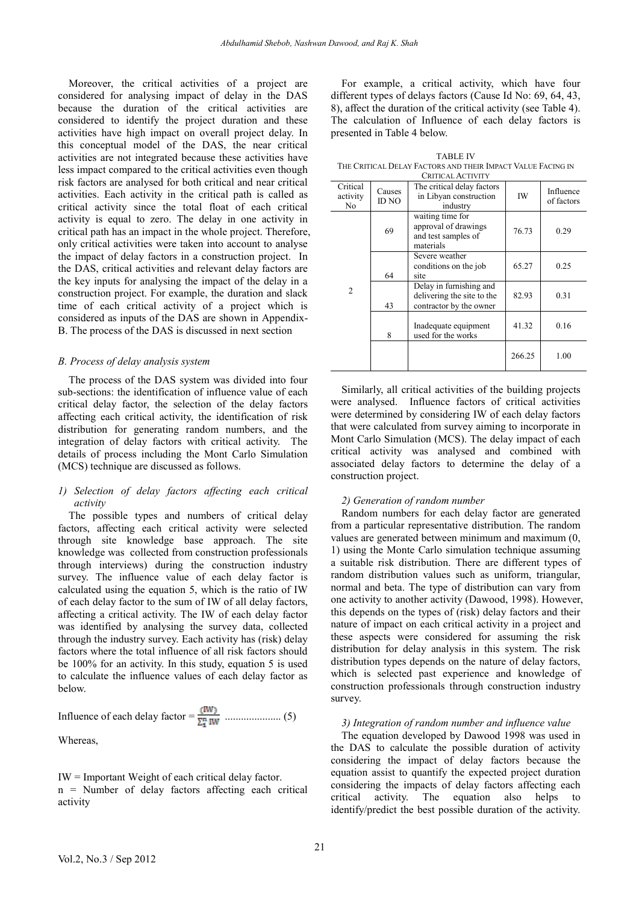Moreover, the critical activities of a project are considered for analysing impact of delay in the DAS because the duration of the critical activities are considered to identify the project duration and these activities have high impact on overall project delay. In this conceptual model of the DAS, the near critical activities are not integrated because these activities have less impact compared to the critical activities even though risk factors are analysed for both critical and near critical activities. Each activity in the critical path is called as critical activity since the total float of each critical activity is equal to zero. The delay in one activity in critical path has an impact in the whole project. Therefore, only critical activities were taken into account to analyse the impact of delay factors in a construction project. In the DAS, critical activities and relevant delay factors are the key inputs for analysing the impact of the delay in a construction project. For example, the duration and slack time of each critical activity of a project which is considered as inputs of the DAS are shown in Appendix-B. The process of the DAS is discussed in next section

### B. Process of delay analysis system

The process of the DAS system was divided into four sub-sections: the identification of influence value of each critical delay factor, the selection of the delay factors affecting each critical activity, the identification of risk distribution for generating random numbers, and the integration of delay factors with critical activity. The details of process including the Mont Carlo Simulation (MCS) technique are discussed as follows.

#### 1) Selection of delay factors affecting each critical activity

The possible types and numbers of critical delay factors, affecting each critical activity were selected through site knowledge base approach. The site knowledge was collected from construction professionals through interviews) during the construction industry survey. The influence value of each delay factor is calculated using the equation 5, which is the ratio of IW of each delay factor to the sum of IW of all delay factors, affecting a critical activity. The IW of each delay factor was identified by analysing the survey data, collected through the industry survey. Each activity has (risk) delay factors where the total influence of all risk factors should be 100% for an activity. In this study, equation 5 is used to calculate the influence values of each delay factor as below.

$$\text{Influence of each delay factor} = \frac{(IW)}{\sum_{1}^{n} IW} \quad \ldots\ldots\ldots\ldots\ldots\ldots\ldots (5)$$

Whereas,

IW = Important Weight of each critical delay factor.
n = Number of delay factors affecting each critical activity

For example, a critical activity, which have four different types of delays factors (Cause Id No: 69, 64, 43, 8), affect the duration of the critical activity (see Table 4). The calculation of Influence of each delay factors is presented in Table 4 below.

TABLE IV
THE CRITICAL DELAY FACTORS AND THEIR IMPACT VALUE FACING IN CRITICAL ACTIVITY

| Critical activity No | Causes ID NO | The critical delay factors in Libyan construction industry | IW | Influence of factors |
|---|---|---|---|---|
| 2 | 69 | waiting time for approval of drawings and test samples of materials | 76.73 | 0.29 |
| | 64 | Severe weather conditions on the job site | 65.27 | 0.25 |
| | 43 | Delay in furnishing and delivering the site to the contractor by the owner | 82.93 | 0.31 |
| | 8 | Inadequate equipment used for the works | 41.32 | 0.16 |
| | | | 266.25 | 1.00 |

Similarly, all critical activities of the building projects were analysed. Influence factors of critical activities were determined by considering IW of each delay factors that were calculated from survey aiming to incorporate in Mont Carlo Simulation (MCS). The delay impact of each critical activity was analysed and combined with associated delay factors to determine the delay of a construction project.

#### 2) Generation of random number

Random numbers for each delay factor are generated from a particular representative distribution. The random values are generated between minimum and maximum (0, 1) using the Monte Carlo simulation technique assuming a suitable risk distribution. There are different types of random distribution values such as uniform, triangular, normal and beta. The type of distribution can vary from one activity to another activity (Dawood, 1998). However, this depends on the types of (risk) delay factors and their nature of impact on each critical activity in a project and these aspects were considered for assuming the risk distribution for delay analysis in this system. The risk distribution types depends on the nature of delay factors, which is selected past experience and knowledge of construction professionals through construction industry survey.

#### 3) Integration of random number and influence value

The equation developed by Dawood 1998 was used in the DAS to calculate the possible duration of activity considering the impact of delay factors because the equation assist to quantify the expected project duration considering the impacts of delay factors affecting each critical activity. The equation also helps to identify/predict the best possible duration of the activity.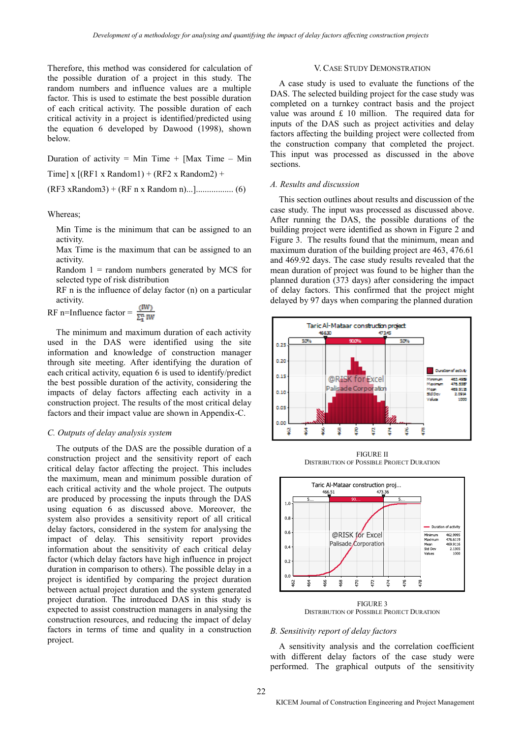Therefore, this method was considered for calculation of the possible duration of a project in this study. The random numbers and influence values are a multiple factor. This is used to estimate the best possible duration of each critical activity. The possible duration of each critical activity in a project is identified/predicted using the equation 6 developed by Dawood (1998), shown below.

$$\text{Duration of activity} = \text{Min Time} + [\text{Max Time} - \text{Min Time}] \times [(RF1 \times \text{Random1}) + (RF2 \times \text{Random2}) + (RF3 \times \text{Random3}) + (RF\ n \times \text{Random}\ n)...] \quad (6)$$

Whereas;

Min Time is the minimum that can be assigned to an activity.

Max Time is the maximum that can be assigned to an activity.

Random 1 = random numbers generated by MCS for selected type of risk distribution

RF n is the influence of delay factor (n) on a particular activity.

RF n=Influence factor = $\frac{(IW)}{\sum_1^n IW}$

The minimum and maximum duration of each activity used in the DAS were identified using the site information and knowledge of construction manager through site meeting. After identifying the duration of each critical activity, equation 6 is used to identify/predict the best possible duration of the activity, considering the impacts of delay factors affecting each activity in a construction project. The results of the most critical delay factors and their impact value are shown in Appendix-C.

### C. Outputs of delay analysis system

The outputs of the DAS are the possible duration of a construction project and the sensitivity report of each critical delay factor affecting the project. This includes the maximum, mean and minimum possible duration of each critical activity and the whole project. The outputs are produced by processing the inputs through the DAS using equation 6 as discussed above. Moreover, the system also provides a sensitivity report of all critical delay factors, considered in the system for analysing the impact of delay. This sensitivity report provides information about the sensitivity of each critical delay factor (which delay factors have high influence in project duration in comparison to others). The possible delay in a project is identified by comparing the project duration between actual project duration and the system generated project duration. The introduced DAS in this study is expected to assist construction managers in analysing the construction resources, and reducing the impact of delay factors in terms of time and quality in a construction project.

## V. Case Study Demonstration

A case study is used to evaluate the functions of the DAS. The selected building project for the case study was completed on a turnkey contract basis and the project value was around £ 10 million. The required data for inputs of the DAS such as project activities and delay factors affecting the building project were collected from the construction company that completed the project. This input was processed as discussed in the above sections.

### A. Results and discussion

This section outlines about results and discussion of the case study. The input was processed as discussed above. After running the DAS, the possible durations of the building project were identified as shown in Figure 2 and Figure 3. The results found that the minimum, mean and maximum duration of the building project are 463, 476.61 and 469.92 days. The case study results revealed that the mean duration of project was found to be higher than the planned duration (373 days) after considering the impact of delay factors. This confirmed that the project might delayed by 97 days when comparing the planned duration

FIGURE II
DISTRIBUTION OF POSSIBLE PROJECT DURATION

FIGURE 3
DISTRIBUTION OF POSSIBLE PROJECT DURATION

### B. Sensitivity report of delay factors

A sensitivity analysis and the correlation coefficient with different delay factors of the case study were performed. The graphical outputs of the sensitivity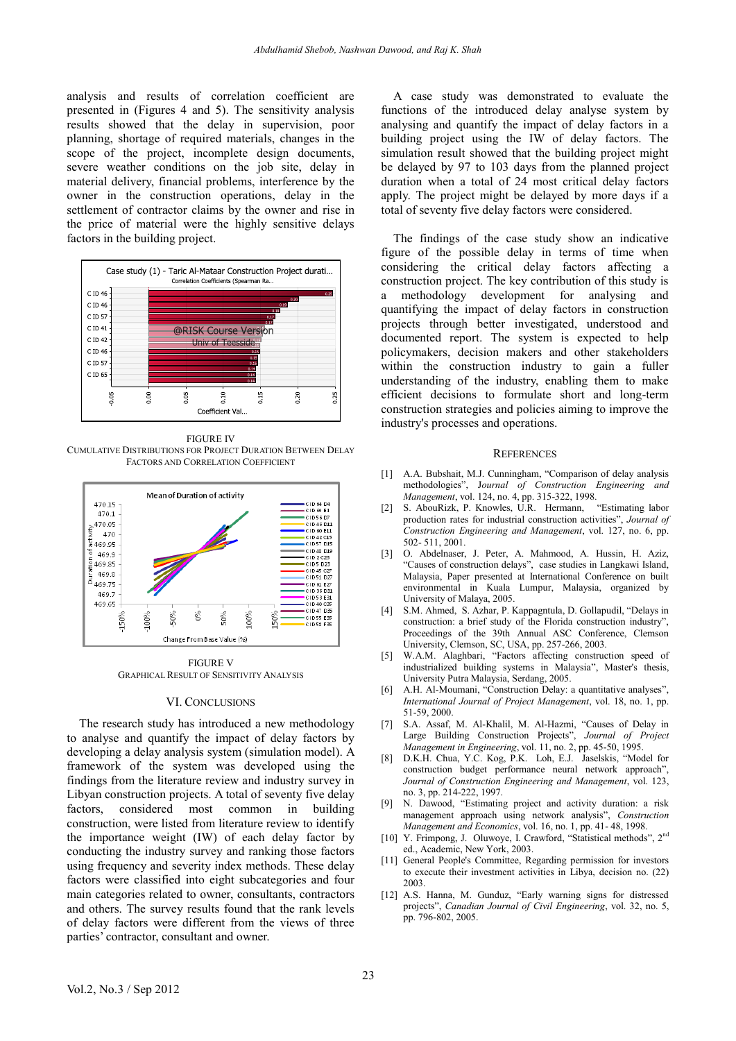analysis and results of correlation coefficient are presented in (Figures 4 and 5). The sensitivity analysis results showed that the delay in supervision, poor planning, shortage of required materials, changes in the scope of the project, incomplete design documents, severe weather conditions on the job site, delay in material delivery, financial problems, interference by the owner in the construction operations, delay in the settlement of contractor claims by the owner and rise in the price of material were the highly sensitive delays factors in the building project.

FIGURE IV
CUMULATIVE DISTRIBUTIONS FOR PROJECT DURATION BETWEEN DELAY FACTORS AND CORRELATION COEFFICIENT

FIGURE V
GRAPHICAL RESULT OF SENSITIVITY ANALYSIS

## VI. CONCLUSIONS

The research study has introduced a new methodology to analyse and quantify the impact of delay factors by developing a delay analysis system (simulation model). A framework of the system was developed using the findings from the literature review and industry survey in Libyan construction projects. A total of seventy five delay factors, considered most common in building construction, were listed from literature review to identify the importance weight (IW) of each delay factor by conducting the industry survey and ranking those factors using frequency and severity index methods. These delay factors were classified into eight subcategories and four main categories related to owner, consultants, contractors and others. The survey results found that the rank levels of delay factors were different from the views of three parties' contractor, consultant and owner.

A case study was demonstrated to evaluate the functions of the introduced delay analyse system by analysing and quantify the impact of delay factors in a building project using the IW of delay factors. The simulation result showed that the building project might be delayed by 97 to 103 days from the planned project duration when a total of 24 most critical delay factors apply. The project might be delayed by more days if a total of seventy five delay factors were considered.

The findings of the case study show an indicative figure of the possible delay in terms of time when considering the critical delay factors affecting a construction project. The key contribution of this study is a methodology development for analysing and quantifying the impact of delay factors in construction projects through better investigated, understood and documented report. The system is expected to help policymakers, decision makers and other stakeholders within the construction industry to gain a fuller understanding of the industry, enabling them to make efficient decisions to formulate short and long-term construction strategies and policies aiming to improve the industry's processes and operations.

## REFERENCES

[1] A.A. Bubshait, M.J. Cunningham, "Comparison of delay analysis methodologies", *Journal of Construction Engineering and Management*, vol. 124, no. 4, pp. 315-322, 1998.

[2] S. AbouRizk, P. Knowles, U.R. Hermann, "Estimating labor production rates for industrial construction activities", *Journal of Construction Engineering and Management*, vol. 127, no. 6, pp. 502- 511, 2001.

[3] O. Abdelnaser, J. Peter, A. Mahmood, A. Hussin, H. Aziz, "Causes of construction delays", case studies in Langkawi Island, Malaysia, Paper presented at International Conference on built environmental in Kuala Lumpur, Malaysia, organized by University of Malaya, 2005.

[4] S.M. Ahmed, S. Azhar, P. Kappagntula, D. Gollapudil, "Delays in construction: a brief study of the Florida construction industry", Proceedings of the 39th Annual ASC Conference, Clemson University, Clemson, SC, USA, pp. 257-266, 2003.

[5] W.A.M. Alaghbari, "Factors affecting construction speed of industrialized building systems in Malaysia", Master's thesis, University Putra Malaysia, Serdang, 2005.

[6] A.H. Al-Moumani, "Construction Delay: a quantitative analyses", *International Journal of Project Management*, vol. 18, no. 1, pp. 51-59, 2000.

[7] S.A. Assaf, M. Al-Khalil, M. Al-Hazmi, "Causes of Delay in Large Building Construction Projects", *Journal of Project Management in Engineering*, vol. 11, no. 2, pp. 45-50, 1995.

[8] D.K.H. Chua, Y.C. Kog, P.K. Loh, E.J. Jaselskis, "Model for construction budget performance neural network approach", *Journal of Construction Engineering and Management*, vol. 123, no. 3, pp. 214-222, 1997.

[9] N. Dawood, "Estimating project and activity duration: a risk management approach using network analysis", *Construction Management and Economics*, vol. 16, no. 1, pp. 41- 48, 1998.

[10] Y. Frimpong, J. Oluwoye, I. Crawford, "Statistical methods", 2nd ed., Academic, New York, 2003.

[11] General People's Committee, Regarding permission for investors to execute their investment activities in Libya, decision no. (22) 2003.

[12] A.S. Hanna, M. Gunduz, "Early warning signs for distressed projects", *Canadian Journal of Civil Engineering*, vol. 32, no. 5, pp. 796-802, 2005.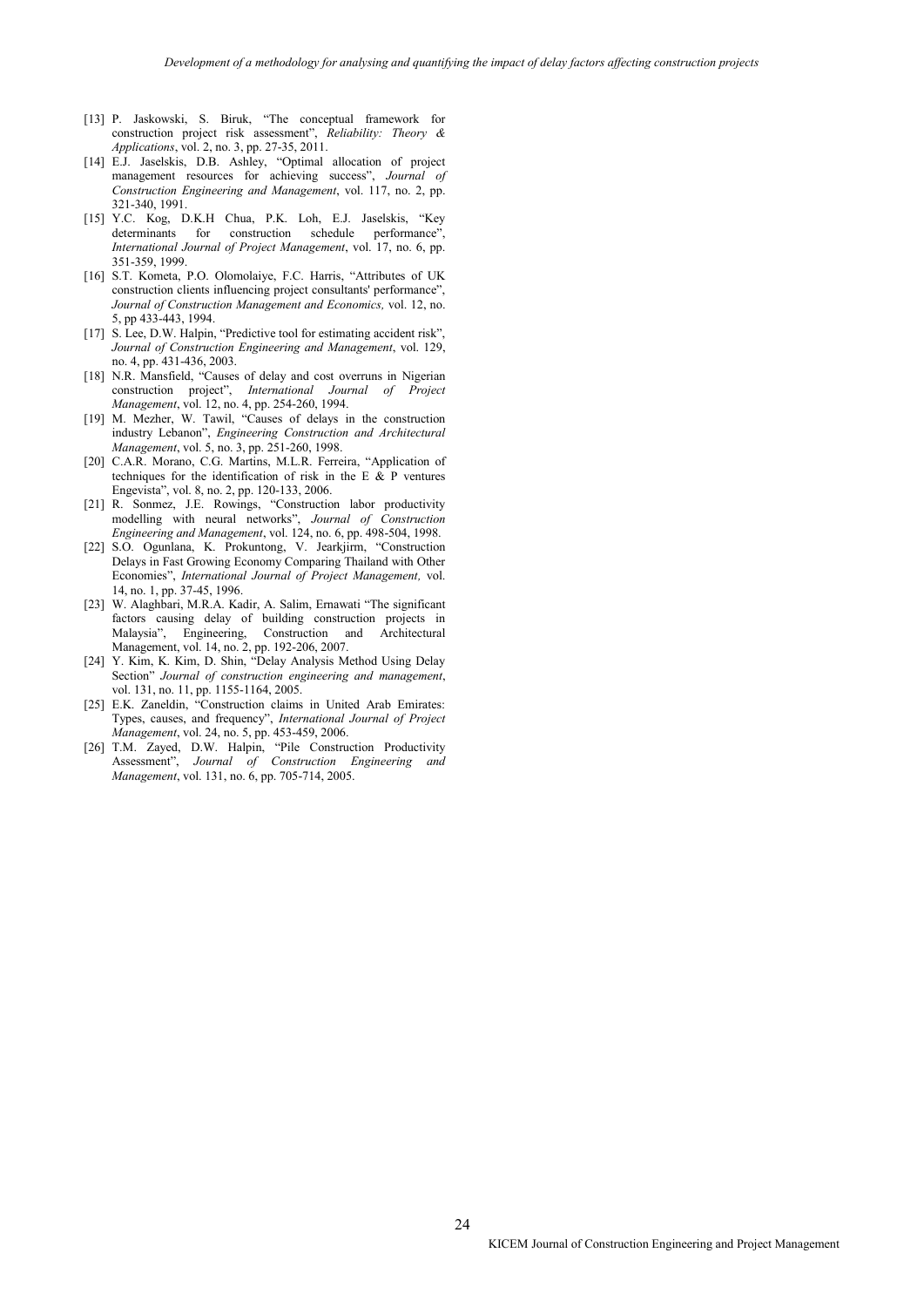[13] P. Jaskowski, S. Biruk, "The conceptual framework for construction project risk assessment", *Reliability: Theory & Applications*, vol. 2, no. 3, pp. 27-35, 2011.

[14] E.J. Jaselskis, D.B. Ashley, "Optimal allocation of project management resources for achieving success", *Journal of Construction Engineering and Management*, vol. 117, no. 2, pp. 321-340, 1991.

[15] Y.C. Kog, D.K.H Chua, P.K. Loh, E.J. Jaselskis, "Key determinants for construction schedule performance", *International Journal of Project Management*, vol. 17, no. 6, pp. 351-359, 1999.

[16] S.T. Kometa, P.O. Olomolaiye, F.C. Harris, "Attributes of UK construction clients influencing project consultants' performance", *Journal of Construction Management and Economics,* vol. 12, no. 5, pp 433-443, 1994.

[17] S. Lee, D.W. Halpin, "Predictive tool for estimating accident risk", *Journal of Construction Engineering and Management*, vol. 129, no. 4, pp. 431-436, 2003.

[18] N.R. Mansfield, "Causes of delay and cost overruns in Nigerian construction project", *International Journal of Project Management*, vol. 12, no. 4, pp. 254-260, 1994.

[19] M. Mezher, W. Tawil, "Causes of delays in the construction industry Lebanon", *Engineering Construction and Architectural Management*, vol. 5, no. 3, pp. 251-260, 1998.

[20] C.A.R. Morano, C.G. Martins, M.L.R. Ferreira, "Application of techniques for the identification of risk in the E & P ventures Engevista", vol. 8, no. 2, pp. 120-133, 2006.

[21] R. Sonmez, J.E. Rowings, "Construction labor productivity modelling with neural networks", *Journal of Construction Engineering and Management*, vol. 124, no. 6, pp. 498-504, 1998.

[22] S.O. Ogunlana, K. Prokuntong, V. Jearkjirm, "Construction Delays in Fast Growing Economy Comparing Thailand with Other Economies", *International Journal of Project Management,* vol. 14, no. 1, pp. 37-45, 1996.

[23] W. Alaghbari, M.R.A. Kadir, A. Salim, Ernawati "The significant factors causing delay of building construction projects in Malaysia", Engineering, Construction and Architectural Management, vol. 14, no. 2, pp. 192-206, 2007.

[24] Y. Kim, K. Kim, D. Shin, "Delay Analysis Method Using Delay Section" *Journal of construction engineering and management*, vol. 131, no. 11, pp. 1155-1164, 2005.

[25] E.K. Zaneldin, "Construction claims in United Arab Emirates: Types, causes, and frequency", *International Journal of Project Management*, vol. 24, no. 5, pp. 453-459, 2006.

[26] T.M. Zayed, D.W. Halpin, "Pile Construction Productivity Assessment", *Journal of Construction Engineering and Management*, vol. 131, no. 6, pp. 705-714, 2005.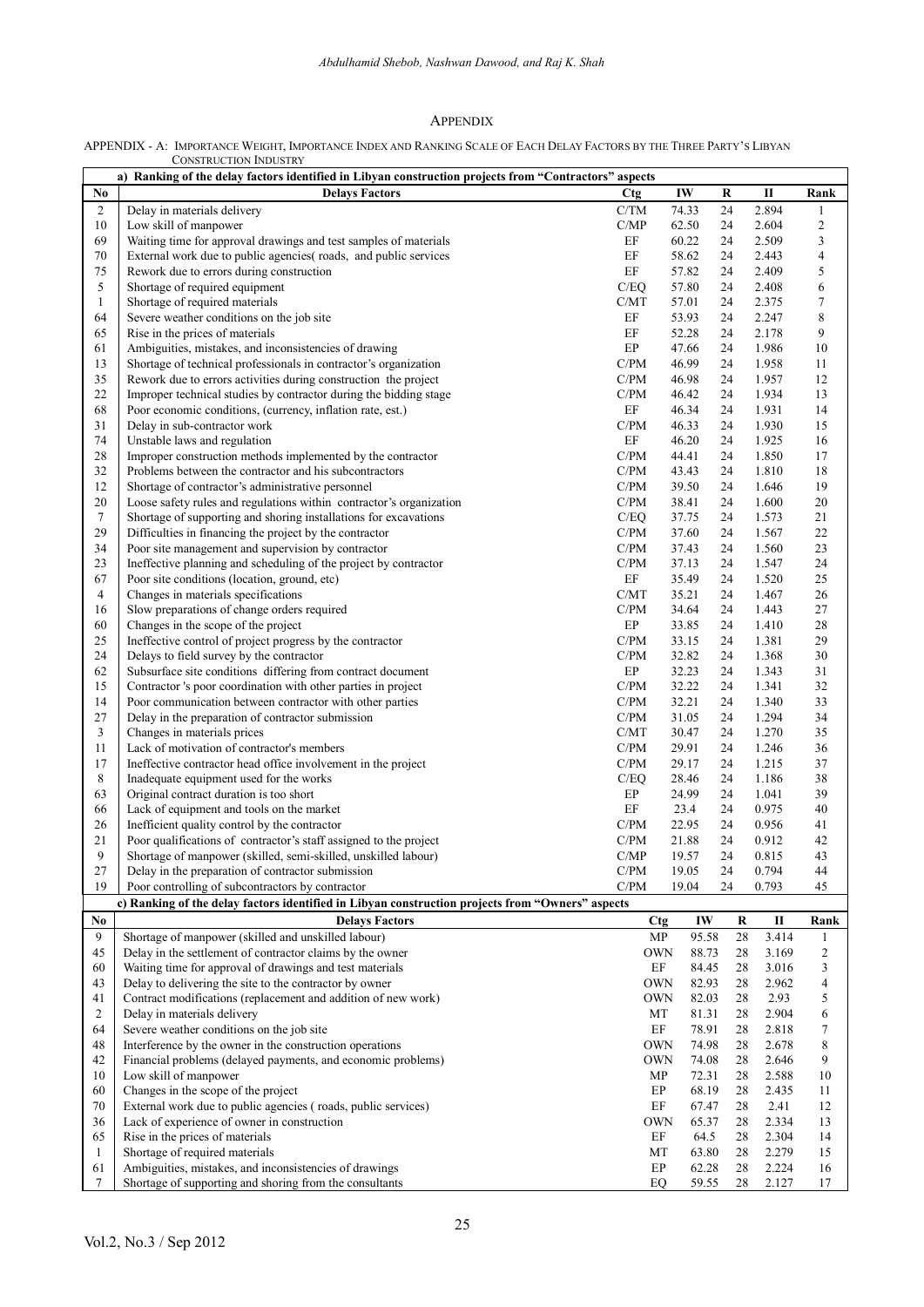# APPENDIX

APPENDIX - A: IMPORTANCE WEIGHT, IMPORTANCE INDEX AND RANKING SCALE OF EACH DELAY FACTORS BY THE THREE PARTY'S LIBYAN CONSTRUCTION INDUSTRY

| a) Ranking of the delay factors identified in Libyan construction projects from "Contractors" aspects | | | | | | |
|---|---|---|---|---|---|---|
| **No** | **Delays Factors** | **Ctg** | **IW** | **R** | **II** | **Rank** |
| 2 | Delay in materials delivery | C/TM | 74.33 | 24 | 2.894 | 1 |
| 10 | Low skill of manpower | C/MP | 62.50 | 24 | 2.604 | 2 |
| 69 | Waiting time for approval drawings and test samples of materials | EF | 60.22 | 24 | 2.509 | 3 |
| 70 | External work due to public agencies( roads, and public services | EF | 58.62 | 24 | 2.443 | 4 |
| 75 | Rework due to errors during construction | EF | 57.82 | 24 | 2.409 | 5 |
| 5 | Shortage of required equipment | C/EQ | 57.80 | 24 | 2.408 | 6 |
| 1 | Shortage of required materials | C/MT | 57.01 | 24 | 2.375 | 7 |
| 64 | Severe weather conditions on the job site | EF | 53.93 | 24 | 2.247 | 8 |
| 65 | Rise in the prices of materials | EF | 52.28 | 24 | 2.178 | 9 |
| 61 | Ambiguities, mistakes, and inconsistencies of drawing | EP | 47.66 | 24 | 1.986 | 10 |
| 13 | Shortage of technical professionals in contractor's organization | C/PM | 46.99 | 24 | 1.958 | 11 |
| 35 | Rework due to errors activities during construction the project | C/PM | 46.98 | 24 | 1.957 | 12 |
| 22 | Improper technical studies by contractor during the bidding stage | C/PM | 46.42 | 24 | 1.934 | 13 |
| 68 | Poor economic conditions, (currency, inflation rate, est.) | EF | 46.34 | 24 | 1.931 | 14 |
| 31 | Delay in sub-contractor work | C/PM | 46.33 | 24 | 1.930 | 15 |
| 74 | Unstable laws and regulation | EF | 46.20 | 24 | 1.925 | 16 |
| 28 | Improper construction methods implemented by the contractor | C/PM | 44.41 | 24 | 1.850 | 17 |
| 32 | Problems between the contractor and his subcontractors | C/PM | 43.43 | 24 | 1.810 | 18 |
| 12 | Shortage of contractor's administrative personnel | C/PM | 39.50 | 24 | 1.646 | 19 |
| 20 | Loose safety rules and regulations within contractor's organization | C/PM | 38.41 | 24 | 1.600 | 20 |
| 7 | Shortage of supporting and shoring installations for excavations | C/EQ | 37.75 | 24 | 1.573 | 21 |
| 29 | Difficulties in financing the project by the contractor | C/PM | 37.60 | 24 | 1.567 | 22 |
| 34 | Poor site management and supervision by contractor | C/PM | 37.43 | 24 | 1.560 | 23 |
| 23 | Ineffective planning and scheduling of the project by contractor | C/PM | 37.13 | 24 | 1.547 | 24 |
| 67 | Poor site conditions (location, ground, etc) | EF | 35.49 | 24 | 1.520 | 25 |
| 4 | Changes in materials specifications | C/MT | 35.21 | 24 | 1.467 | 26 |
| 16 | Slow preparations of change orders required | C/PM | 34.64 | 24 | 1.443 | 27 |
| 60 | Changes in the scope of the project | EP | 33.85 | 24 | 1.410 | 28 |
| 25 | Ineffective control of project progress by the contractor | C/PM | 33.15 | 24 | 1.381 | 29 |
| 24 | Delays to field survey by the contractor | C/PM | 32.82 | 24 | 1.368 | 30 |
| 62 | Subsurface site conditions differing from contract document | EP | 32.23 | 24 | 1.343 | 31 |
| 15 | Contractor 's poor coordination with other parties in project | C/PM | 32.22 | 24 | 1.341 | 32 |
| 14 | Poor communication between contractor with other parties | C/PM | 32.21 | 24 | 1.340 | 33 |
| 27 | Delay in the preparation of contractor submission | C/PM | 31.05 | 24 | 1.294 | 34 |
| 3 | Changes in materials prices | C/MT | 30.47 | 24 | 1.270 | 35 |
| 11 | Lack of motivation of contractor's members | C/PM | 29.91 | 24 | 1.246 | 36 |
| 17 | Ineffective contractor head office involvement in the project | C/PM | 29.17 | 24 | 1.215 | 37 |
| 8 | Inadequate equipment used for the works | C/EQ | 28.46 | 24 | 1.186 | 38 |
| 63 | Original contract duration is too short | EP | 24.99 | 24 | 1.041 | 39 |
| 66 | Lack of equipment and tools on the market | EF | 23.4 | 24 | 0.975 | 40 |
| 26 | Inefficient quality control by the contractor | C/PM | 22.95 | 24 | 0.956 | 41 |
| 21 | Poor qualifications of contractor's staff assigned to the project | C/PM | 21.88 | 24 | 0.912 | 42 |
| 9 | Shortage of manpower (skilled, semi-skilled, unskilled labour) | C/MP | 19.57 | 24 | 0.815 | 43 |
| 27 | Delay in the preparation of contractor submission | C/PM | 19.05 | 24 | 0.794 | 44 |
| 19 | Poor controlling of subcontractors by contractor | C/PM | 19.04 | 24 | 0.793 | 45 |

| c) Ranking of the delay factors identified in Libyan construction projects from "Owners" aspects | | | | | | |
|---|---|---|---|---|---|---|
| **No** | **Delays Factors** | **Ctg** | **IW** | **R** | **II** | **Rank** |
| 9 | Shortage of manpower (skilled and unskilled labour) | MP | 95.58 | 28 | 3.414 | 1 |
| 45 | Delay in the settlement of contractor claims by the owner | OWN | 88.73 | 28 | 3.169 | 2 |
| 60 | Waiting time for approval of drawings and test materials | EF | 84.45 | 28 | 3.016 | 3 |
| 43 | Delay to delivering the site to the contractor by owner | OWN | 82.93 | 28 | 2.962 | 4 |
| 41 | Contract modifications (replacement and addition of new work) | OWN | 82.03 | 28 | 2.93 | 5 |
| 2 | Delay in materials delivery | MT | 81.31 | 28 | 2.904 | 6 |
| 64 | Severe weather conditions on the job site | EF | 78.91 | 28 | 2.818 | 7 |
| 48 | Interference by the owner in the construction operations | OWN | 74.98 | 28 | 2.678 | 8 |
| 42 | Financial problems (delayed payments, and economic problems) | OWN | 74.08 | 28 | 2.646 | 9 |
| 10 | Low skill of manpower | MP | 72.31 | 28 | 2.588 | 10 |
| 60 | Changes in the scope of the project | EP | 68.19 | 28 | 2.435 | 11 |
| 70 | External work due to public agencies ( roads, public services) | EF | 67.47 | 28 | 2.41 | 12 |
| 36 | Lack of experience of owner in construction | OWN | 65.37 | 28 | 2.334 | 13 |
| 65 | Rise in the prices of materials | EF | 64.5 | 28 | 2.304 | 14 |
| 1 | Shortage of required materials | MT | 63.80 | 28 | 2.279 | 15 |
| 61 | Ambiguities, mistakes, and inconsistencies of drawings | EP | 62.28 | 28 | 2.224 | 16 |
| 7 | Shortage of supporting and shoring from the consultants | EQ | 59.55 | 28 | 2.127 | 17 |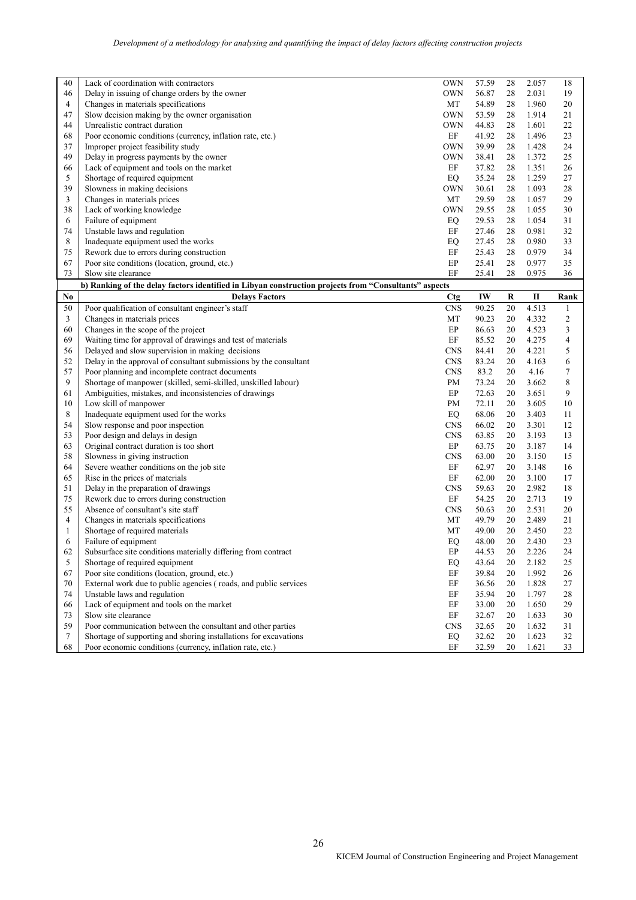| No | Delays Factors | Ctg | IW | R | II | Rank |
|---|---|---|---|---|---|---|
| 40 | Lack of coordination with contractors | OWN | 57.59 | 28 | 2.057 | 18 |
| 46 | Delay in issuing of change orders by the owner | OWN | 56.87 | 28 | 2.031 | 19 |
| 4 | Changes in materials specifications | MT | 54.89 | 28 | 1.960 | 20 |
| 47 | Slow decision making by the owner organisation | OWN | 53.59 | 28 | 1.914 | 21 |
| 44 | Unrealistic contract duration | OWN | 44.83 | 28 | 1.601 | 22 |
| 68 | Poor economic conditions (currency, inflation rate, etc.) | EF | 41.92 | 28 | 1.496 | 23 |
| 37 | Improper project feasibility study | OWN | 39.99 | 28 | 1.428 | 24 |
| 49 | Delay in progress payments by the owner | OWN | 38.41 | 28 | 1.372 | 25 |
| 66 | Lack of equipment and tools on the market | EF | 37.82 | 28 | 1.351 | 26 |
| 5 | Shortage of required equipment | EQ | 35.24 | 28 | 1.259 | 27 |
| 39 | Slowness in making decisions | OWN | 30.61 | 28 | 1.093 | 28 |
| 3 | Changes in materials prices | MT | 29.59 | 28 | 1.057 | 29 |
| 38 | Lack of working knowledge | OWN | 29.55 | 28 | 1.055 | 30 |
| 6 | Failure of equipment | EQ | 29.53 | 28 | 1.054 | 31 |
| 74 | Unstable laws and regulation | EF | 27.46 | 28 | 0.981 | 32 |
| 8 | Inadequate equipment used the works | EQ | 27.45 | 28 | 0.980 | 33 |
| 75 | Rework due to errors during construction | EF | 25.43 | 28 | 0.979 | 34 |
| 67 | Poor site conditions (location, ground, etc.) | EP | 25.41 | 28 | 0.977 | 35 |
| 73 | Slow site clearance | EF | 25.41 | 28 | 0.975 | 36 |

**b) Ranking of the delay factors identified in Libyan construction projects from "Consultants" aspects**

| No | Delays Factors | Ctg | IW | R | II | Rank |
|---|---|---|---|---|---|---|
| 50 | Poor qualification of consultant engineer's staff | CNS | 90.25 | 20 | 4.513 | 1 |
| 3 | Changes in materials prices | MT | 90.23 | 20 | 4.332 | 2 |
| 60 | Changes in the scope of the project | EP | 86.63 | 20 | 4.523 | 3 |
| 69 | Waiting time for approval of drawings and test of materials | EF | 85.52 | 20 | 4.275 | 4 |
| 56 | Delayed and slow supervision in making decisions | CNS | 84.41 | 20 | 4.221 | 5 |
| 52 | Delay in the approval of consultant submissions by the consultant | CNS | 83.24 | 20 | 4.163 | 6 |
| 57 | Poor planning and incomplete contract documents | CNS | 83.2 | 20 | 4.16 | 7 |
| 9 | Shortage of manpower (skilled, semi-skilled, unskilled labour) | PM | 73.24 | 20 | 3.662 | 8 |
| 61 | Ambiguities, mistakes, and inconsistencies of drawings | EP | 72.63 | 20 | 3.651 | 9 |
| 10 | Low skill of manpower | PM | 72.11 | 20 | 3.605 | 10 |
| 8 | Inadequate equipment used for the works | EQ | 68.06 | 20 | 3.403 | 11 |
| 54 | Slow response and poor inspection | CNS | 66.02 | 20 | 3.301 | 12 |
| 53 | Poor design and delays in design | CNS | 63.85 | 20 | 3.193 | 13 |
| 63 | Original contract duration is too short | EP | 63.75 | 20 | 3.187 | 14 |
| 58 | Slowness in giving instruction | CNS | 63.00 | 20 | 3.150 | 15 |
| 64 | Severe weather conditions on the job site | EF | 62.97 | 20 | 3.148 | 16 |
| 65 | Rise in the prices of materials | EF | 62.00 | 20 | 3.100 | 17 |
| 51 | Delay in the preparation of drawings | CNS | 59.63 | 20 | 2.982 | 18 |
| 75 | Rework due to errors during construction | EF | 54.25 | 20 | 2.713 | 19 |
| 55 | Absence of consultant's site staff | CNS | 50.63 | 20 | 2.531 | 20 |
| 4 | Changes in materials specifications | MT | 49.79 | 20 | 2.489 | 21 |
| 1 | Shortage of required materials | MT | 49.00 | 20 | 2.450 | 22 |
| 6 | Failure of equipment | EQ | 48.00 | 20 | 2.430 | 23 |
| 62 | Subsurface site conditions materially differing from contract | EP | 44.53 | 20 | 2.226 | 24 |
| 5 | Shortage of required equipment | EQ | 43.64 | 20 | 2.182 | 25 |
| 67 | Poor site conditions (location, ground, etc.) | EF | 39.84 | 20 | 1.992 | 26 |
| 70 | External work due to public agencies ( roads, and public services | EF | 36.56 | 20 | 1.828 | 27 |
| 74 | Unstable laws and regulation | EF | 35.94 | 20 | 1.797 | 28 |
| 66 | Lack of equipment and tools on the market | EF | 33.00 | 20 | 1.650 | 29 |
| 73 | Slow site clearance | EF | 32.67 | 20 | 1.633 | 30 |
| 59 | Poor communication between the consultant and other parties | CNS | 32.65 | 20 | 1.632 | 31 |
| 7 | Shortage of supporting and shoring installations for excavations | EQ | 32.62 | 20 | 1.623 | 32 |
| 68 | Poor economic conditions (currency, inflation rate, etc.) | EF | 32.59 | 20 | 1.621 | 33 |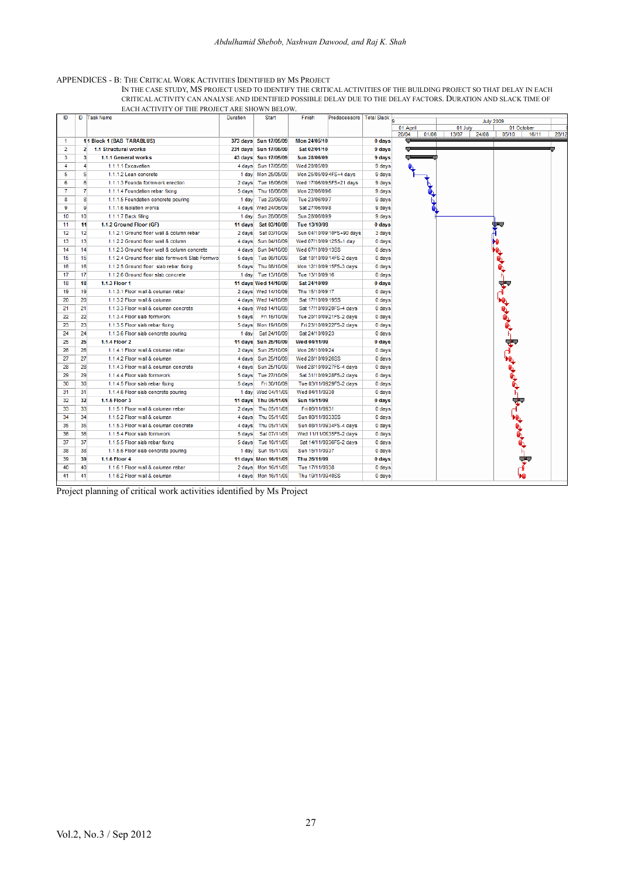APPENDICES - B: THE CRITICAL WORK ACTIVITIES IDENTIFIED BY MS PROJECT

IN THE CASE STUDY, MS PROJECT USED TO IDENTIFY THE CRITICAL ACTIVITIES OF THE BUILDING PROJECT SO THAT DELAY IN EACH CRITICAL ACTIVITY CAN ANALYSE AND IDENTIFIED POSSIBLE DELAY DUE TO THE DELAY FACTORS. DURATION AND SLACK TIME OF EACH ACTIVITY OF THE PROJECT ARE SHOWN BELOW.

| ID | ID | Task Name | Duration | Start | Finish | Predecessors | Total Slack |
|---|---|---|---|---|---|---|---|
| 1 | 1 | **1 Block 1 (BAB TARABLUS)** | **373 days** | **Sun 17/05/09** | **Mon 24/05/10** | | **0 days** |
| 2 | 2 | **1.1 Structural works** | **231 days** | **Sun 17/05/09** | **Sat 02/01/10** | | **9 days** |
| 3 | 3 | **1.1.1 General works** | **43 days** | **Sun 17/05/09** | **Sun 28/06/09** | | **9 days** |
| 4 | 4 | 1.1.1.1 Excavation | 4 days | Sun 17/05/09 | Wed 20/05/09 | | 9 days |
| 5 | 5 | 1.1.1.2 Lean concrete | 1 day | Mon 25/05/09 | Mon 25/05/09 | 4FS+4 days | 9 days |
| 6 | 6 | 1.1.1.3 Founda formwork erection | 2 days | Tue 16/06/09 | Wed 17/06/09 | 5FS+21 days | 9 days |
| 7 | 7 | 1.1.1.4 Foundation rebar fixing | 5 days | Thu 18/06/09 | Mon 22/06/09 | 6 | 9 days |
| 8 | 8 | 1.1.1.5 Foundation concrete pouring | 1 day | Tue 23/06/09 | Tue 23/06/09 | 7 | 9 days |
| 9 | 9 | 1.1.1.6 Isolation works | 4 days | Wed 24/06/09 | Sat 27/06/09 | 8 | 9 days |
| 10 | 10 | 1.1.1.7 Back filing | 1 day | Sun 28/06/09 | Sun 28/06/09 | 9 | 9 days |
| 11 | 11 | **1.1.2 Ground Floor (GF)** | **11 days** | **Sat 03/10/09** | **Tue 13/10/09** | | **0 days** |
| 12 | 12 | 1.1.2.1 Ground floor wall & column rebar | 2 days | Sat 03/10/09 | Sun 04/10/09 | 10FS+90 days | 3 days |
| 13 | 13 | 1.1.2.2 Ground floor wall & column | 4 days | Sun 04/10/09 | Wed 07/10/09 | 12SS-1 day | 0 days |
| 14 | 14 | 1.1.2.3 Ground floor wall & column concrete | 4 days | Sun 04/10/09 | Wed 07/10/09 | 13SS | 0 days |
| 15 | 15 | 1.1.2.4 Ground floor slab formwork Slab Formwo | 5 days | Tue 06/10/09 | Sat 10/10/09 | 14FS-2 days | 0 days |
| 16 | 16 | 1.1.2.5 Ground floor slab rebar fixing | 5 days | Thu 08/10/09 | Mon 12/10/09 | 15FS-3 days | 0 days |
| 17 | 17 | 1.1.2.6 Ground floor slab concrete | 1 day | Tue 13/10/09 | Tue 13/10/09 | 16 | 0 days |
| 18 | 18 | **1.1.3 Floor 1** | **11 days** | **Wed 14/10/09** | **Sat 24/10/09** | | **0 days** |
| 19 | 19 | 1.1.3.1 Floor wall & column rebar | 2 days | Wed 14/10/09 | Thu 15/10/09 | 17 | 0 days |
| 20 | 20 | 1.1.3.2 Floor wall & column | 4 days | Wed 14/10/09 | Sat 17/10/09 | 19SS | 0 days |
| 21 | 21 | 1.1.3.3 Floor wall & column concrete | 4 days | Wed 14/10/09 | Sat 17/10/09 | 20FS-4 days | 0 days |
| 22 | 22 | 1.1.3.4 Floor slab formwork | 5 days | Fri 16/10/09 | Tue 20/10/09 | 21FS-2 days | 0 days |
| 23 | 23 | 1.1.3.5 Floor slab rebar fixing | 5 days | Mon 19/10/09 | Fri 23/10/09 | 22FS-2 days | 0 days |
| 24 | 24 | 1.1.3.6 Floor slab concrete pouring | 1 day | Sat 24/10/09 | Sat 24/10/09 | 23 | 0 days |
| 25 | 25 | **1.1.4 Floor 2** | **11 days** | **Sun 25/10/09** | **Wed 04/11/09** | | **0 days** |
| 26 | 26 | 1.1.4.1 Floor wall & column rebar | 2 days | Sun 25/10/09 | Mon 26/10/09 | 24 | 0 days |
| 27 | 27 | 1.1.4.2 Floor wall & column | 4 days | Sun 25/10/09 | Wed 28/10/09 | 26SS | 0 days |
| 28 | 28 | 1.1.4.3 Floor wall & column concrete | 4 days | Sun 25/10/09 | Wed 28/10/09 | 27FS-4 days | 0 days |
| 29 | 29 | 1.1.4.4 Floor slab formwork | 5 days | Tue 27/10/09 | Sat 31/10/09 | 28FS-2 days | 0 days |
| 30 | 30 | 1.1.4.5 Floor slab rebar fixing | 5 days | Fri 30/10/09 | Tue 03/11/09 | 29FS-2 days | 0 days |
| 31 | 31 | 1.1.4.6 Floor slab concrete pouring | 1 day | Wed 04/11/09 | Wed 04/11/09 | 30 | 0 days |
| 32 | 32 | **1.1.5 Floor 3** | **11 days** | **Thu 05/11/09** | **Sun 15/11/09** | | **0 days** |
| 33 | 33 | 1.1.5.1 Floor wall & column rebar | 2 days | Thu 05/11/09 | Fri 06/11/09 | 31 | 0 days |
| 34 | 34 | 1.1.5.2 Floor wall & column | 4 days | Thu 05/11/09 | Sun 08/11/09 | 33SS | 0 days |
| 35 | 35 | 1.1.5.3 Floor wall & column concrete | 4 days | Thu 05/11/09 | Sun 08/11/09 | 34FS-4 days | 0 days |
| 36 | 36 | 1.1.5.4 Floor slab formwork | 5 days | Sat 07/11/09 | Wed 11/11/09 | 35FS-2 days | 0 days |
| 37 | 37 | 1.1.5.5 Floor slab rebar fixing | 5 days | Tue 10/11/09 | Sat 14/11/09 | 36FS-2 days | 0 days |
| 38 | 38 | 1.1.5.6 Floor slab concrete pouring | 1 day | Sun 15/11/09 | Sun 15/11/09 | 37 | 0 days |
| 39 | 39 | **1.1.6 Floor 4** | **11 days** | **Mon 16/11/09** | **Thu 26/11/09** | | **0 days** |
| 40 | 40 | 1.1.6.1 Floor wall & column rebar | 2 days | Mon 16/11/09 | Tue 17/11/09 | 38 | 0 days |
| 41 | 41 | 1.1.6.2 Floor wall & column | 4 days | Mon 16/11/09 | Thu 19/11/09 | 40SS | 0 days |

Project planning of critical work activities identified by Ms Project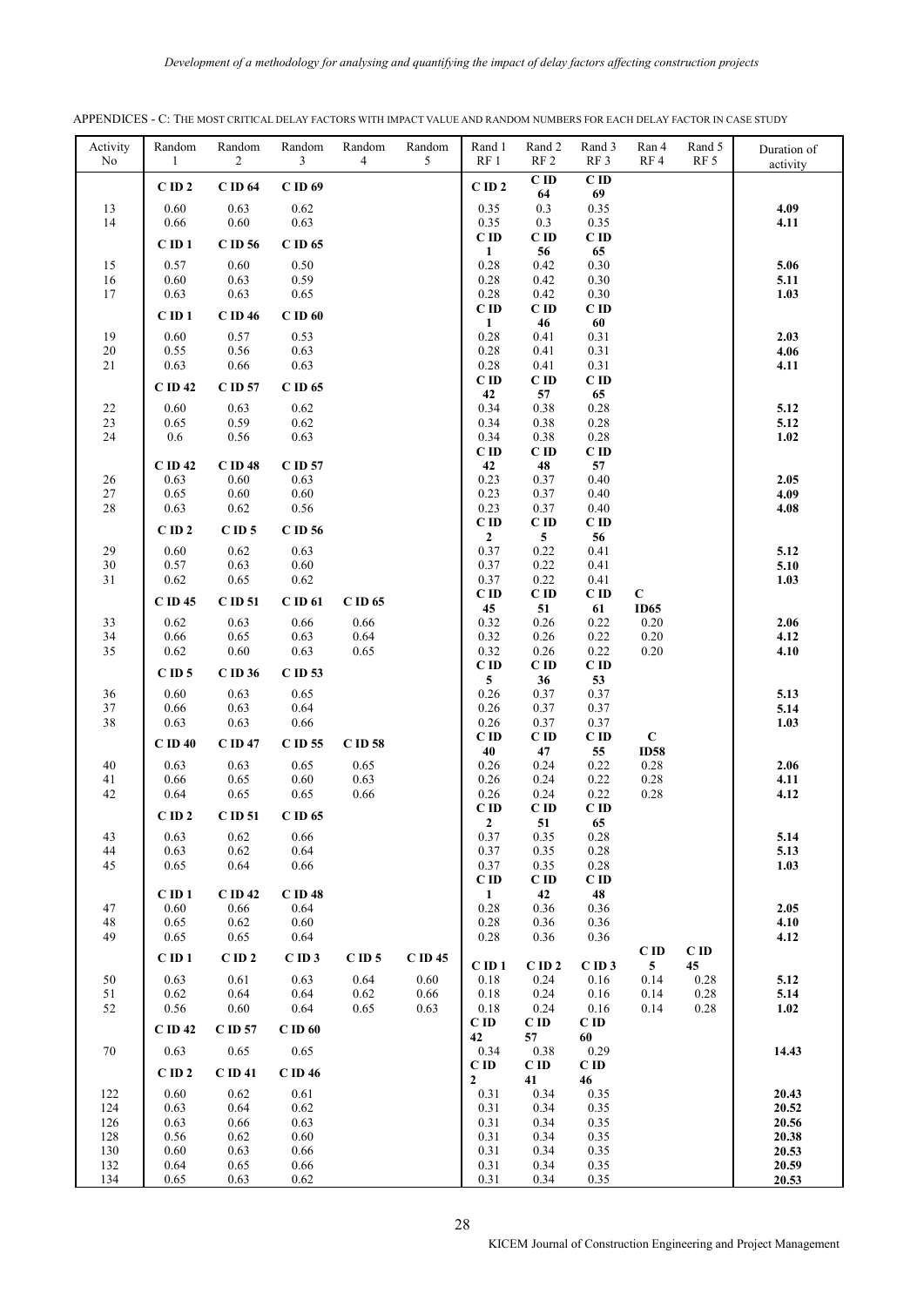APPENDICES - C: THE MOST CRITICAL DELAY FACTORS WITH IMPACT VALUE AND RANDOM NUMBERS FOR EACH DELAY FACTOR IN CASE STUDY

| Activity No | Random 1 | Random 2 | Random 3 | Random 4 | Random 5 | Rand 1 RF 1 | Rand 2 RF 2 | Rand 3 RF 3 | Ran 4 RF 4 | Rand 5 RF 5 | Duration of activity |
|---|---|---|---|---|---|---|---|---|---|---|---|
| | **C ID 2** | **C ID 64** | **C ID 69** | | | **C ID 2** | **C ID 64** | **C ID 69** | | | |
| 13 | 0.60 | 0.63 | 0.62 | | | 0.35 | 0.3 | 0.35 | | | **4.09** |
| 14 | 0.66 | 0.60 | 0.63 | | | 0.35 | 0.3 | 0.35 | | | **4.11** |
| | **C ID 1** | **C ID 56** | **C ID 65** | | | **C ID 1** | **C ID 56** | **C ID 65** | | | |
| 15 | 0.57 | 0.60 | 0.50 | | | 0.28 | 0.42 | 0.30 | | | **5.06** |
| 16 | 0.60 | 0.63 | 0.59 | | | 0.28 | 0.42 | 0.30 | | | **5.11** |
| 17 | 0.63 | 0.63 | 0.65 | | | 0.28 | 0.42 | 0.30 | | | **1.03** |
| | **C ID 1** | **C ID 46** | **C ID 60** | | | **C ID 1** | **C ID 46** | **C ID 60** | | | |
| 19 | 0.60 | 0.57 | 0.53 | | | 0.28 | 0.41 | 0.31 | | | **2.03** |
| 20 | 0.55 | 0.56 | 0.63 | | | 0.28 | 0.41 | 0.31 | | | **4.06** |
| 21 | 0.63 | 0.66 | 0.63 | | | 0.28 | 0.41 | 0.31 | | | **4.11** |
| | **C ID 42** | **C ID 57** | **C ID 65** | | | **C ID 42** | **C ID 57** | **C ID 65** | | | |
| 22 | 0.60 | 0.63 | 0.62 | | | 0.34 | 0.38 | 0.28 | | | **5.12** |
| 23 | 0.65 | 0.59 | 0.62 | | | 0.34 | 0.38 | 0.28 | | | **5.12** |
| 24 | 0.6 | 0.56 | 0.63 | | | 0.34 | 0.38 | 0.28 | | | **1.02** |
| | **C ID 42** | **C ID 48** | **C ID 57** | | | **C ID 42** | **C ID 48** | **C ID 57** | | | |
| 26 | 0.63 | 0.60 | 0.63 | | | 0.23 | 0.37 | 0.40 | | | **2.05** |
| 27 | 0.65 | 0.60 | 0.60 | | | 0.23 | 0.37 | 0.40 | | | **4.09** |
| 28 | 0.63 | 0.62 | 0.56 | | | 0.23 | 0.37 | 0.40 | | | **4.08** |
| | **C ID 2** | **C ID 5** | **C ID 56** | | | **C ID 2** | **C ID 5** | **C ID 56** | | | |
| 29 | 0.60 | 0.62 | 0.63 | | | 0.37 | 0.22 | 0.41 | | | **5.12** |
| 30 | 0.57 | 0.63 | 0.60 | | | 0.37 | 0.22 | 0.41 | | | **5.10** |
| 31 | 0.62 | 0.65 | 0.62 | | | 0.37 | 0.22 | 0.41 | | | **1.03** |
| | **C ID 45** | **C ID 51** | **C ID 61** | **C ID 65** | | **C ID 45** | **C ID 51** | **C ID 61** | **C ID65** | | |
| 33 | 0.62 | 0.63 | 0.66 | 0.66 | | 0.32 | 0.26 | 0.22 | 0.20 | | **2.06** |
| 34 | 0.66 | 0.65 | 0.63 | 0.64 | | 0.32 | 0.26 | 0.22 | 0.20 | | **4.12** |
| 35 | 0.62 | 0.60 | 0.63 | 0.65 | | 0.32 | 0.26 | 0.22 | 0.20 | | **4.10** |
| | **C ID 5** | **C ID 36** | **C ID 53** | | | **C ID 5** | **C ID 36** | **C ID 53** | | | |
| 36 | 0.60 | 0.63 | 0.65 | | | 0.26 | 0.37 | 0.37 | | | **5.13** |
| 37 | 0.66 | 0.63 | 0.64 | | | 0.26 | 0.37 | 0.37 | | | **5.14** |
| 38 | 0.63 | 0.63 | 0.66 | | | 0.26 | 0.37 | 0.37 | | | **1.03** |
| | **C ID 40** | **C ID 47** | **C ID 55** | **C ID 58** | | **C ID 40** | **C ID 47** | **C ID 55** | **C ID58** | | |
| 40 | 0.63 | 0.63 | 0.65 | 0.65 | | 0.26 | 0.24 | 0.22 | 0.28 | | **2.06** |
| 41 | 0.66 | 0.65 | 0.60 | 0.63 | | 0.26 | 0.24 | 0.22 | 0.28 | | **4.11** |
| 42 | 0.64 | 0.65 | 0.65 | 0.66 | | 0.26 | 0.24 | 0.22 | 0.28 | | **4.12** |
| | **C ID 2** | **C ID 51** | **C ID 65** | | | **C ID 2** | **C ID 51** | **C ID 65** | | | |
| 43 | 0.63 | 0.62 | 0.66 | | | 0.37 | 0.35 | 0.28 | | | **5.14** |
| 44 | 0.63 | 0.62 | 0.64 | | | 0.37 | 0.35 | 0.28 | | | **5.13** |
| 45 | 0.65 | 0.64 | 0.66 | | | 0.37 | 0.35 | 0.28 | | | **1.03** |
| | **C ID 1** | **C ID 42** | **C ID 48** | | | **C ID 1** | **C ID 42** | **C ID 48** | | | |
| 47 | 0.60 | 0.66 | 0.64 | | | 0.28 | 0.36 | 0.36 | | | **2.05** |
| 48 | 0.65 | 0.62 | 0.60 | | | 0.28 | 0.36 | 0.36 | | | **4.10** |
| 49 | 0.65 | 0.65 | 0.64 | | | 0.28 | 0.36 | 0.36 | | | **4.12** |
| | **C ID 1** | **C ID 2** | **C ID 3** | **C ID 5** | **C ID 45** | **C ID 1** | **C ID 2** | **C ID 3** | **C ID 5** | **C ID 45** | |
| 50 | 0.63 | 0.61 | 0.63 | 0.64 | 0.60 | 0.18 | 0.24 | 0.16 | 0.14 | 0.28 | **5.12** |
| 51 | 0.62 | 0.64 | 0.64 | 0.62 | 0.66 | 0.18 | 0.24 | 0.16 | 0.14 | 0.28 | **5.14** |
| 52 | 0.56 | 0.60 | 0.64 | 0.65 | 0.63 | 0.18 | 0.24 | 0.16 | 0.14 | 0.28 | **1.02** |
| | **C ID 42** | **C ID 57** | **C ID 60** | | | **C ID 42** | **C ID 57** | **C ID 60** | | | |
| 70 | 0.63 | 0.65 | 0.65 | | | 0.34 | 0.38 | 0.29 | | | **14.43** |
| | **C ID 2** | **C ID 41** | **C ID 46** | | | **C ID 2** | **C ID 41** | **C ID 46** | | | |
| 122 | 0.60 | 0.62 | 0.61 | | | 0.31 | 0.34 | 0.35 | | | **20.43** |
| 124 | 0.63 | 0.64 | 0.62 | | | 0.31 | 0.34 | 0.35 | | | **20.52** |
| 126 | 0.63 | 0.66 | 0.63 | | | 0.31 | 0.34 | 0.35 | | | **20.56** |
| 128 | 0.56 | 0.62 | 0.60 | | | 0.31 | 0.34 | 0.35 | | | **20.38** |
| 130 | 0.60 | 0.63 | 0.66 | | | 0.31 | 0.34 | 0.35 | | | **20.53** |
| 132 | 0.64 | 0.65 | 0.66 | | | 0.31 | 0.34 | 0.35 | | | **20.59** |
| 134 | 0.65 | 0.63 | 0.62 | | | 0.31 | 0.34 | 0.35 | | | **20.53** |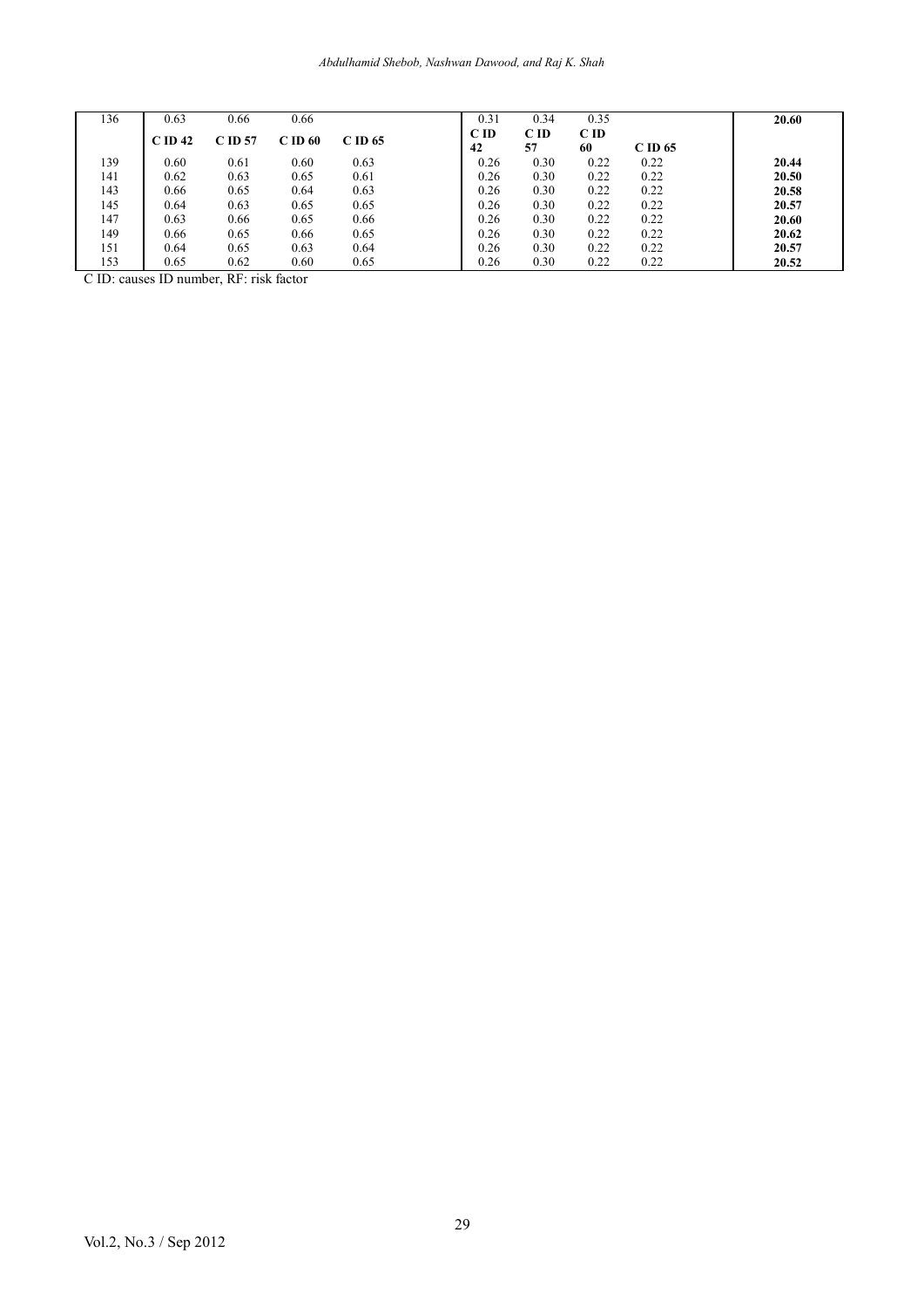| | | | | | | | | | |
|---|---|---|---|---|---|---|---|---|---|
| 136 | 0.63 | 0.66 | 0.66 | | 0.31 | 0.34 | 0.35 | | **20.60** |
| | **C ID 42** | **C ID 57** | **C ID 60** | **C ID 65** | **C ID 42** | **C ID 57** | **C ID 60** | **C ID 65** | |
| 139 | 0.60 | 0.61 | 0.60 | 0.63 | 0.26 | 0.30 | 0.22 | 0.22 | **20.44** |
| 141 | 0.62 | 0.63 | 0.65 | 0.61 | 0.26 | 0.30 | 0.22 | 0.22 | **20.50** |
| 143 | 0.66 | 0.65 | 0.64 | 0.63 | 0.26 | 0.30 | 0.22 | 0.22 | **20.58** |
| 145 | 0.64 | 0.63 | 0.65 | 0.65 | 0.26 | 0.30 | 0.22 | 0.22 | **20.57** |
| 147 | 0.63 | 0.66 | 0.65 | 0.66 | 0.26 | 0.30 | 0.22 | 0.22 | **20.60** |
| 149 | 0.66 | 0.65 | 0.66 | 0.65 | 0.26 | 0.30 | 0.22 | 0.22 | **20.62** |
| 151 | 0.64 | 0.65 | 0.63 | 0.64 | 0.26 | 0.30 | 0.22 | 0.22 | **20.57** |
| 153 | 0.65 | 0.62 | 0.60 | 0.65 | 0.26 | 0.30 | 0.22 | 0.22 | **20.52** |

C ID: causes ID number, RF: risk factor